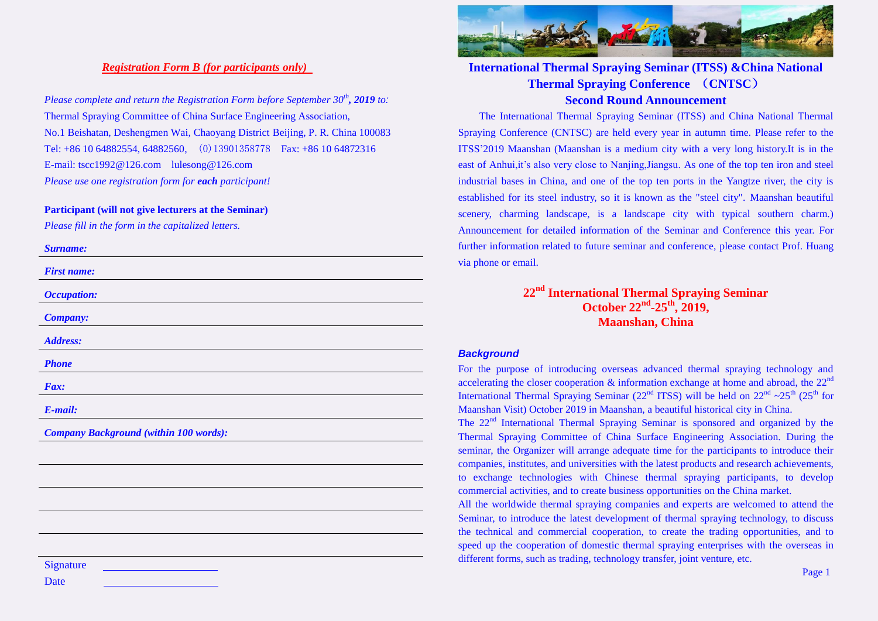## *Registration Form B (for participants only)*

*Please complete and return the Registration Form before September 30th, **2019** to:*
Thermal Spraying Committee of China Surface Engineering Association,
No.1 Beishatan, Deshengmen Wai, Chaoyang District Beijing, P. R. China 100083
Tel: +86 10 64882554, 64882560, （0）13901358778 Fax: +86 10 64872316
E-mail: tscc1992@126.com lulesong@126.com
*Please use one registration form for **each** participant!*

**Participant (will not give lecturers at the Seminar)**
*Please fill in the form in the capitalized letters.*

***Surname:***

***First name:***

***Occupation:***

***Company:***

***Address:***

***Phone***

***Fax:***

***E-mail:***

***Company Background (within 100 words):***

Signature ____________________

Date ____________________

# International Thermal Spraying Seminar (ITSS) &China National Thermal Spraying Conference （CNTSC）

## Second Round Announcement

The International Thermal Spraying Seminar (ITSS) and China National Thermal Spraying Conference (CNTSC) are held every year in autumn time. Please refer to the ITSS'2019 Maanshan (Maanshan is a medium city with a very long history.It is in the east of Anhui,it's also very close to Nanjing,Jiangsu. As one of the top ten iron and steel industrial bases in China, and one of the top ten ports in the Yangtze river, the city is established for its steel industry, so it is known as the "steel city". Maanshan beautiful scenery, charming landscape, is a landscape city with typical southern charm.) Announcement for detailed information of the Seminar and Conference this year. For further information related to future seminar and conference, please contact Prof. Huang via phone or email.

## 22nd International Thermal Spraying Seminar
## October 22nd-25th, 2019,
## Maanshan, China

***Background***

For the purpose of introducing overseas advanced thermal spraying technology and accelerating the closer cooperation & information exchange at home and abroad, the 22nd International Thermal Spraying Seminar (22nd ITSS) will be held on 22nd ~25th (25th for Maanshan Visit) October 2019 in Maanshan, a beautiful historical city in China.

The 22nd International Thermal Spraying Seminar is sponsored and organized by the Thermal Spraying Committee of China Surface Engineering Association. During the seminar, the Organizer will arrange adequate time for the participants to introduce their companies, institutes, and universities with the latest products and research achievements, to exchange technologies with Chinese thermal spraying participants, to develop commercial activities, and to create business opportunities on the China market.

All the worldwide thermal spraying companies and experts are welcomed to attend the Seminar, to introduce the latest development of thermal spraying technology, to discuss the technical and commercial cooperation, to create the trading opportunities, and to speed up the cooperation of domestic thermal spraying enterprises with the overseas in different forms, such as trading, technology transfer, joint venture, etc.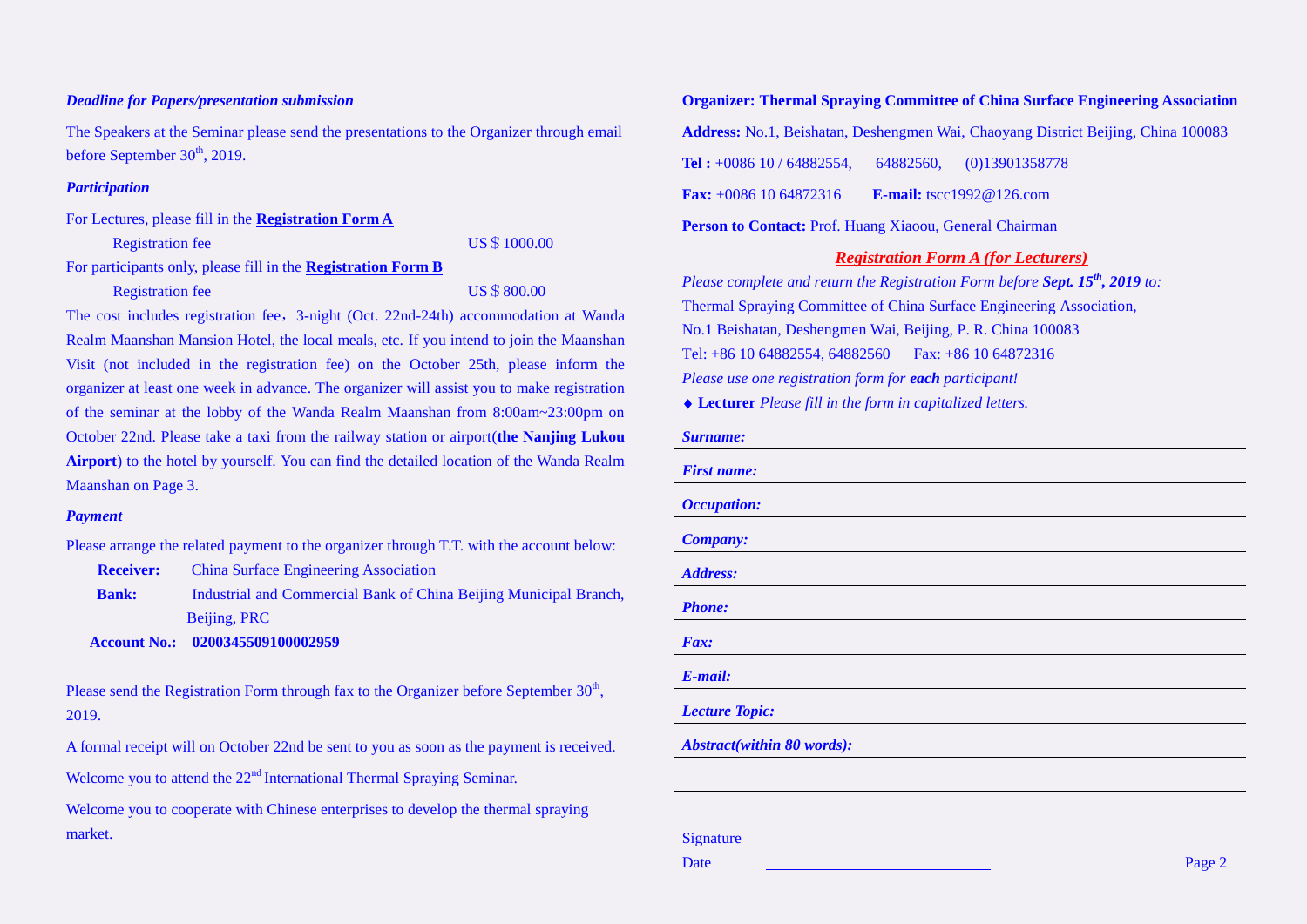***Deadline for Papers/presentation submission***

The Speakers at the Seminar please send the presentations to the Organizer through email before September 30th, 2019.

***Participation***

For Lectures, please fill in the **Registration Form A**

Registration fee US＄1000.00

For participants only, please fill in the **Registration Form B**

Registration fee US＄800.00

The cost includes registration fee，3-night (Oct. 22nd-24th) accommodation at Wanda Realm Maanshan Mansion Hotel, the local meals, etc. If you intend to join the Maanshan Visit (not included in the registration fee) on the October 25th, please inform the organizer at least one week in advance. The organizer will assist you to make registration of the seminar at the lobby of the Wanda Realm Maanshan from 8:00am~23:00pm on October 22nd. Please take a taxi from the railway station or airport(**the Nanjing Lukou Airport**) to the hotel by yourself. You can find the detailed location of the Wanda Realm Maanshan on Page 3.

***Payment***

Please arrange the related payment to the organizer through T.T. with the account below:

**Receiver:** China Surface Engineering Association

**Bank:** Industrial and Commercial Bank of China Beijing Municipal Branch, Beijing, PRC

**Account No.: 0200345509100002959**

Please send the Registration Form through fax to the Organizer before September 30th, 2019.

A formal receipt will on October 22nd be sent to you as soon as the payment is received.

Welcome you to attend the 22nd International Thermal Spraying Seminar.

Welcome you to cooperate with Chinese enterprises to develop the thermal spraying market.

**Organizer: Thermal Spraying Committee of China Surface Engineering Association**

**Address:** No.1, Beishatan, Deshengmen Wai, Chaoyang District Beijing, China 100083

**Tel :** +0086 10 / 64882554, 64882560, (0)13901358778

**Fax:** +0086 10 64872316 **E-mail:** tscc1992@126.com

**Person to Contact:** Prof. Huang Xiaoou, General Chairman

## ***Registration Form A (for Lecturers)***

*Please complete and return the Registration Form before **Sept. 15th, 2019** to:*

Thermal Spraying Committee of China Surface Engineering Association,

No.1 Beishatan, Deshengmen Wai, Beijing, P. R. China 100083

Tel: +86 10 64882554, 64882560 Fax: +86 10 64872316

*Please use one registration form for **each** participant!*

♦ **Lecturer** *Please fill in the form in capitalized letters.*

***Surname:***

***First name:***

***Occupation:***

***Company:***

***Address:***

***Phone:***

***Fax:***

***E-mail:***

***Lecture Topic:***

***Abstract(within 80 words):***

Signature ______________________

Date ______________________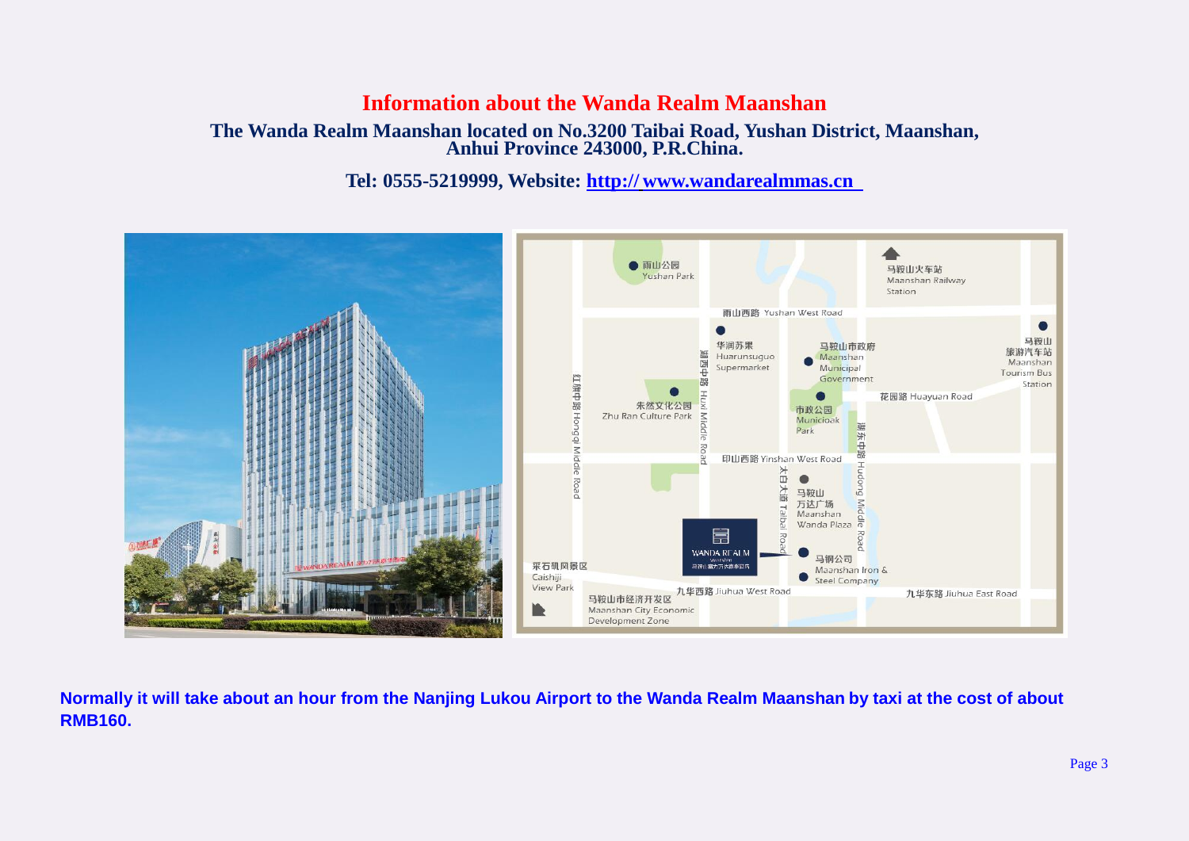# Information about the Wanda Realm Maanshan

**The Wanda Realm Maanshan located on No.3200 Taibai Road, Yushan District, Maanshan, Anhui Province 243000, P.R.China.**

**Tel: 0555-5219999, Website: http:// www.wandarealmmas.cn**

**Normally it will take about an hour from the Nanjing Lukou Airport to the Wanda Realm Maanshan by taxi at the cost of about RMB160.**